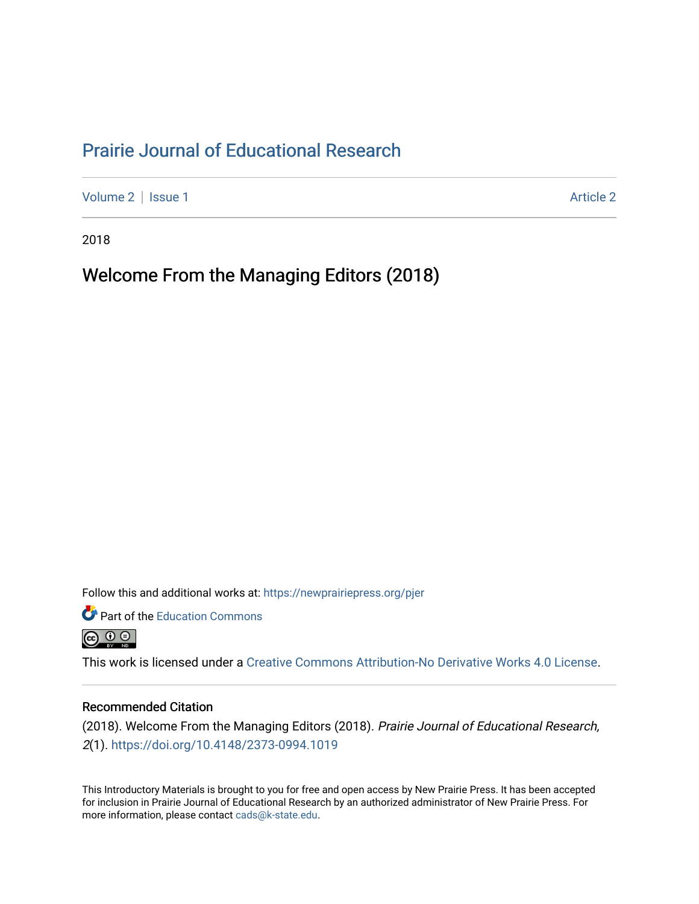# Prairie Journal of Educational Research

Volume 2 | Issue 1 Article 2

2018

## Welcome From the Managing Editors (2018)

Follow this and additional works at: https://newprairiepress.org/pjer

Part of the Education Commons

This work is licensed under a Creative Commons Attribution-No Derivative Works 4.0 License.

### Recommended Citation

(2018). Welcome From the Managing Editors (2018). *Prairie Journal of Educational Research, 2*(1). https://doi.org/10.4148/2373-0994.1019

This Introductory Materials is brought to you for free and open access by New Prairie Press. It has been accepted for inclusion in Prairie Journal of Educational Research by an authorized administrator of New Prairie Press. For more information, please contact cads@k-state.edu.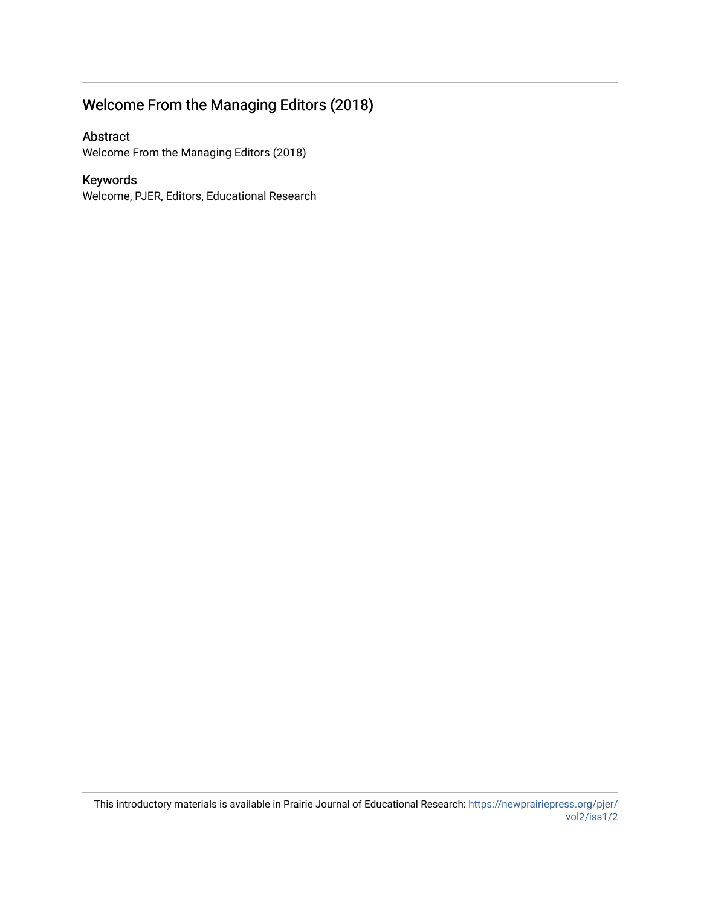# Welcome From the Managing Editors (2018)

## Abstract

Welcome From the Managing Editors (2018)

## Keywords

Welcome, PJER, Editors, Educational Research

This introductory materials is available in Prairie Journal of Educational Research: https://newprairiepress.org/pjer/vol2/iss1/2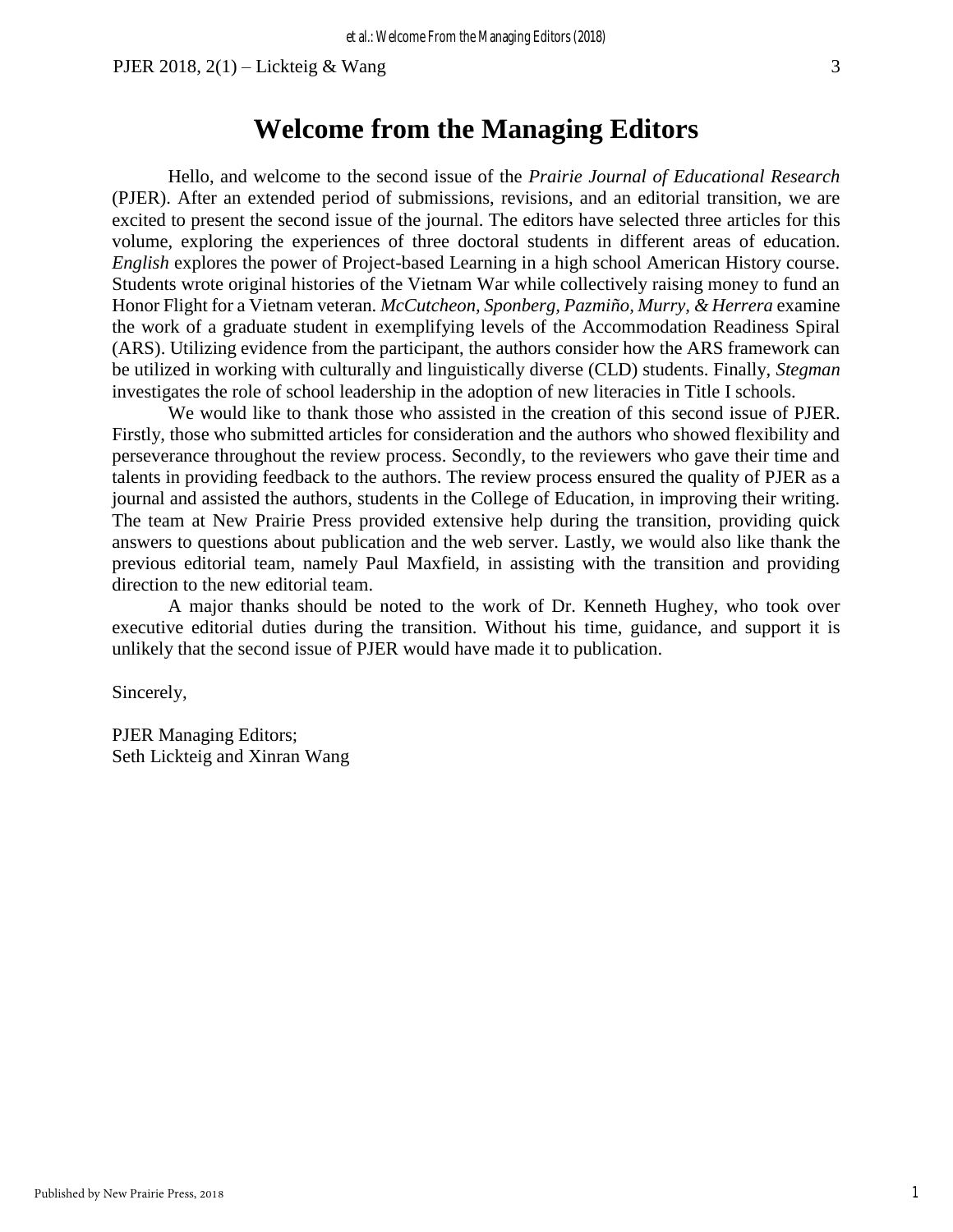# Welcome from the Managing Editors

Hello, and welcome to the second issue of the *Prairie Journal of Educational Research* (PJER). After an extended period of submissions, revisions, and an editorial transition, we are excited to present the second issue of the journal. The editors have selected three articles for this volume, exploring the experiences of three doctoral students in different areas of education. *English* explores the power of Project-based Learning in a high school American History course. Students wrote original histories of the Vietnam War while collectively raising money to fund an Honor Flight for a Vietnam veteran. *McCutcheon, Sponberg, Pazmiño, Murry, & Herrera* examine the work of a graduate student in exemplifying levels of the Accommodation Readiness Spiral (ARS). Utilizing evidence from the participant, the authors consider how the ARS framework can be utilized in working with culturally and linguistically diverse (CLD) students. Finally, *Stegman* investigates the role of school leadership in the adoption of new literacies in Title I schools.

We would like to thank those who assisted in the creation of this second issue of PJER. Firstly, those who submitted articles for consideration and the authors who showed flexibility and perseverance throughout the review process. Secondly, to the reviewers who gave their time and talents in providing feedback to the authors. The review process ensured the quality of PJER as a journal and assisted the authors, students in the College of Education, in improving their writing. The team at New Prairie Press provided extensive help during the transition, providing quick answers to questions about publication and the web server. Lastly, we would also like thank the previous editorial team, namely Paul Maxfield, in assisting with the transition and providing direction to the new editorial team.

A major thanks should be noted to the work of Dr. Kenneth Hughey, who took over executive editorial duties during the transition. Without his time, guidance, and support it is unlikely that the second issue of PJER would have made it to publication.

Sincerely,

PJER Managing Editors;
Seth Lickteig and Xinran Wang